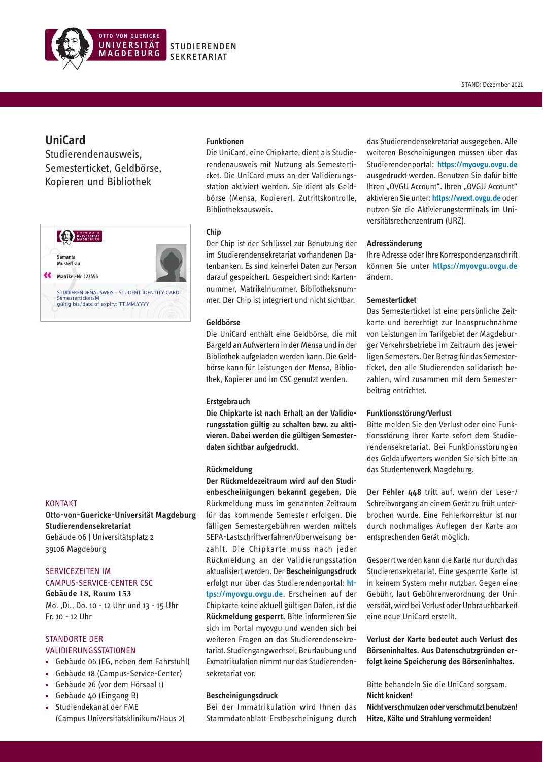OTTO VON GUERICKE UNIVERSITÄT MAGDEBURG

STUDIERENDEN SEKRETARIAT

STAND: Dezember 2021

# UniCard

## Studierendenausweis, Semesterticket, Geldbörse, Kopieren und Bibliothek

Samanta Musterfrau

Matrikel-Nr. 123456

STUDIERENDENAUSWEIS – STUDENT IDENTITY CARD
Semesterticket/M
gültig bis/date of expiry: TT.MM.YYYY

KONTAKT

**Otto-von-Guericke-Universität Magdeburg**
**Studierendensekretariat**
Gebäude 06 | Universitätsplatz 2
39106 Magdeburg

SERVICEZEITEN IM CAMPUS-SERVICE-CENTER CSC

**Gebäude 18, Raum 153**
Mo. ,Di., Do. 10 - 12 Uhr und 13 - 15 Uhr
Fr. 10 - 12 Uhr

STANDORTE DER VALIDIERUNGSSTATIONEN

- Gebäude 06 (EG, neben dem Fahrstuhl)
- Gebäude 18 (Campus-Service-Center)
- Gebäude 26 (vor dem Hörsaal 1)
- Gebäude 40 (Eingang B)
- Studiendekanat der FME (Campus Universitätsklinikum/Haus 2)

### Funktionen

Die UniCard, eine Chipkarte, dient als Studierendenausweis mit Nutzung als Semesterticket. Die UniCard muss an der Validierungsstation aktiviert werden. Sie dient als Geldbörse (Mensa, Kopierer), Zutrittskontrolle, Bibliotheksausweis.

### Chip

Der Chip ist der Schlüssel zur Benutzung der im Studierendensekretariat vorhandenen Datenbanken. Es sind keinerlei Daten zur Person darauf gespeichert. Gespeichert sind: Kartennummer, Matrikelnummer, Bibliotheksnummer. Der Chip ist integriert und nicht sichtbar.

### Geldbörse

Die UniCard enthält eine Geldbörse, die mit Bargeld an Aufwertern in der Mensa und in der Bibliothek aufgeladen werden kann. Die Geldbörse kann für Leistungen der Mensa, Bibliothek, Kopierer und im CSC genutzt werden.

### Erstgebrauch

**Die Chipkarte ist nach Erhalt an der Validierungsstation gültig zu schalten bzw. zu aktivieren. Dabei werden die gültigen Semesterdaten sichtbar aufgedruckt.**

### Rückmeldung

**Der Rückmeldezeitraum wird auf den Studienbescheinigungen bekannt gegeben.** Die Rückmeldung muss im genannten Zeitraum für das kommende Semester erfolgen. Die fälligen Semestergebühren werden mittels SEPA-Lastschriftverfahren/Überweisung bezahlt. Die Chipkarte muss nach jeder Rückmeldung an der Validierungsstation aktualisiert werden. Der **Bescheinigungsdruck** erfolgt nur über das Studierendenportal: https://myovgu.ovgu.de. Erscheinen auf der Chipkarte keine aktuell gültigen Daten, ist die **Rückmeldung gesperrt.** Bitte informieren Sie sich im Portal myovgu und wenden sich bei weiteren Fragen an das Studierendensekretariat. Studiengangwechsel, Beurlaubung und Exmatrikulation nimmt nur das Studierendensekretariat vor.

### Bescheinigungsdruck

Bei der Immatrikulation wird Ihnen das Stammdatenblatt Erstbescheinigung durch das Studierendensekretariat ausgegeben. Alle weiteren Bescheinigungen müssen über das Studierendenportal: https://myovgu.ovgu.de ausgedruckt werden. Benutzen Sie dafür bitte Ihren „OVGU Account". Ihren „OVGU Account" aktivieren Sie unter: https://wext.ovgu.de oder nutzen Sie die Aktivierungsterminals im Universitätsrechenzentrum (URZ).

### Adressänderung

Ihre Adresse oder Ihre Korrespondenzanschrift können Sie unter https://myovgu.ovgu.de ändern.

### Semesterticket

Das Semesterticket ist eine persönliche Zeitkarte und berechtigt zur Inanspruchnahme von Leistungen im Tarifgebiet der Magdeburger Verkehrsbetriebe im Zeitraum des jeweiligen Semesters. Der Betrag für das Semesterticket, den alle Studierenden solidarisch bezahlen, wird zusammen mit dem Semesterbeitrag entrichtet.

### Funktionsstörung/Verlust

Bitte melden Sie den Verlust oder eine Funktionsstörung Ihrer Karte sofort dem Studierendensekretariat. Bei Funktionsstörungen des Geldaufwerters wenden Sie sich bitte an das Studentenwerk Magdeburg.

Der **Fehler 448** tritt auf, wenn der Lese-/Schreibvorgang an einem Gerät zu früh unterbrochen wurde. Eine Fehlerkorrektur ist nur durch nochmaliges Auflegen der Karte am entsprechenden Gerät möglich.

Gesperrt werden kann die Karte nur durch das Studierendensekretariat. Eine gesperrte Karte ist in keinem System mehr nutzbar. Gegen eine Gebühr, laut Gebührenverordnung der Universität, wird bei Verlust oder Unbrauchbarkeit eine neue UniCard erstellt.

**Verlust der Karte bedeutet auch Verlust des Börseninhaltes. Aus Datenschutzgründen erfolgt keine Speicherung des Börseninhaltes.**

Bitte behandeln Sie die UniCard sorgsam.
**Nicht knicken!**
**Nicht verschmutzen oder verschmutzt benutzen!**
**Hitze, Kälte und Strahlung vermeiden!**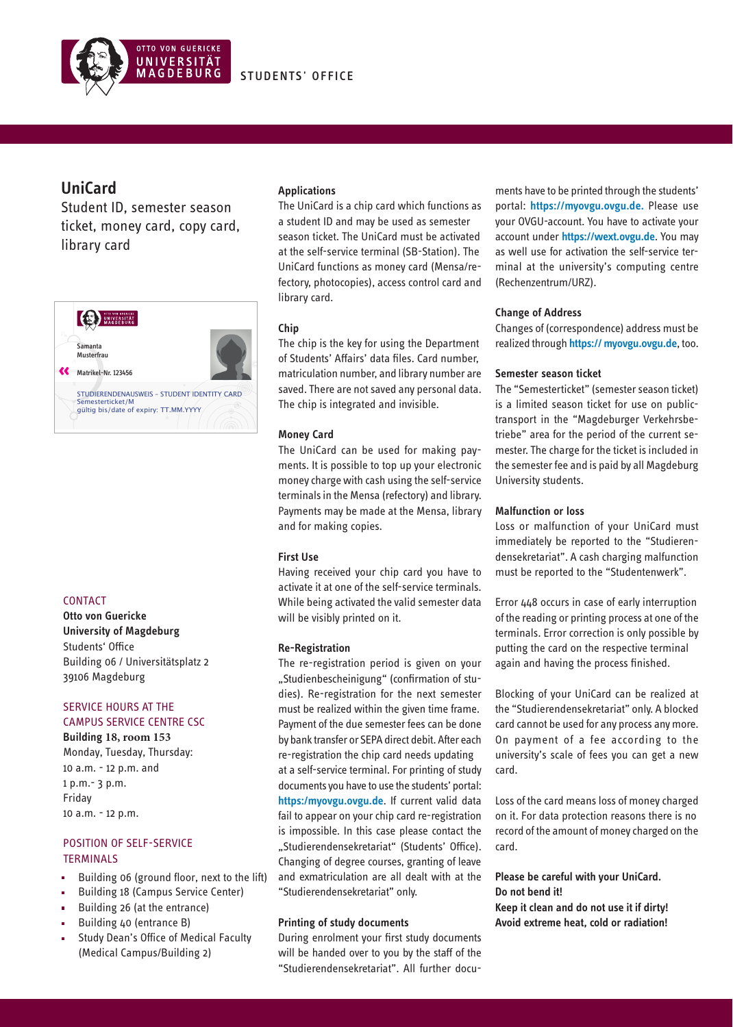OTTO VON GUERICKE UNIVERSITÄT MAGDEBURG

STUDENTS' OFFICE

# UniCard

Student ID, semester season ticket, money card, copy card, library card

Samanta Musterfrau

Matrikel-Nr. 123456

STUDIERENDENAUSWEIS – STUDENT IDENTITY CARD
Semesterticket/M
gültig bis/date of expiry: TT.MM.YYYY

CONTACT
**Otto von Guericke University of Magdeburg**
Students' Office
Building 06 / Universitätsplatz 2
39106 Magdeburg

SERVICE HOURS AT THE CAMPUS SERVICE CENTRE CSC
**Building 18, room 153**
Monday, Tuesday, Thursday:
10 a.m. - 12 p.m. and
1 p.m.- 3 p.m.
Friday
10 a.m. - 12 p.m.

POSITION OF SELF-SERVICE TERMINALS

- Building 06 (ground floor, next to the lift)
- Building 18 (Campus Service Center)
- Building 26 (at the entrance)
- Building 40 (entrance B)
- Study Dean's Office of Medical Faculty (Medical Campus/Building 2)

### Applications

The UniCard is a chip card which functions as a student ID and may be used as semester season ticket. The UniCard must be activated at the self-service terminal (SB-Station). The UniCard functions as money card (Mensa/refectory, photocopies), access control card and library card.

### Chip

The chip is the key for using the Department of Students' Affairs' data files. Card number, matriculation number, and library number are saved. There are not saved any personal data. The chip is integrated and invisible.

### Money Card

The UniCard can be used for making payments. It is possible to top up your electronic money charge with cash using the self-service terminals in the Mensa (refectory) and library. Payments may be made at the Mensa, library and for making copies.

### First Use

Having received your chip card you have to activate it at one of the self-service terminals. While being activated the valid semester data will be visibly printed on it.

### Re-Registration

The re-registration period is given on your „Studienbescheinigung“ (confirmation of studies). Re-registration for the next semester must be realized within the given time frame. Payment of the due semester fees can be done by bank transfer or SEPA direct debit. After each re-registration the chip card needs updating at a self-service terminal. For printing of study documents you have to use the students' portal: https:/myovgu.ovgu.de. If current valid data fail to appear on your chip card re-registration is impossible. In this case please contact the „Studierendensekretariat“ (Students' Office). Changing of degree courses, granting of leave and exmatriculation are all dealt with at the “Studierendensekretariat” only.

### Printing of study documents

During enrolment your first study documents will be handed over to you by the staff of the “Studierendensekretariat”. All further documents have to be printed through the students' portal: https://myovgu.ovgu.de. Please use your OVGU-account. You have to activate your account under https://wext.ovgu.de. You may as well use for activation the self-service terminal at the university's computing centre (Rechenzentrum/URZ).

### Change of Address

Changes of (correspondence) address must be realized through https:// myovgu.ovgu.de, too.

### Semester season ticket

The “Semesterticket” (semester season ticket) is a limited season ticket for use on public-transport in the “Magdeburger Verkehrsbetriebe” area for the period of the current semester. The charge for the ticket is included in the semester fee and is paid by all Magdeburg University students.

### Malfunction or loss

Loss or malfunction of your UniCard must immediately be reported to the “Studierendensekretariat”. A cash charging malfunction must be reported to the “Studentenwerk”.

Error 448 occurs in case of early interruption of the reading or printing process at one of the terminals. Error correction is only possible by putting the card on the respective terminal again and having the process finished.

Blocking of your UniCard can be realized at the “Studierendensekretariat” only. A blocked card cannot be used for any process any more. On payment of a fee according to the university's scale of fees you can get a new card.

Loss of the card means loss of money charged on it. For data protection reasons there is no record of the amount of money charged on the card.

**Please be careful with your UniCard.**
**Do not bend it!**
**Keep it clean and do not use it if dirty!**
**Avoid extreme heat, cold or radiation!**